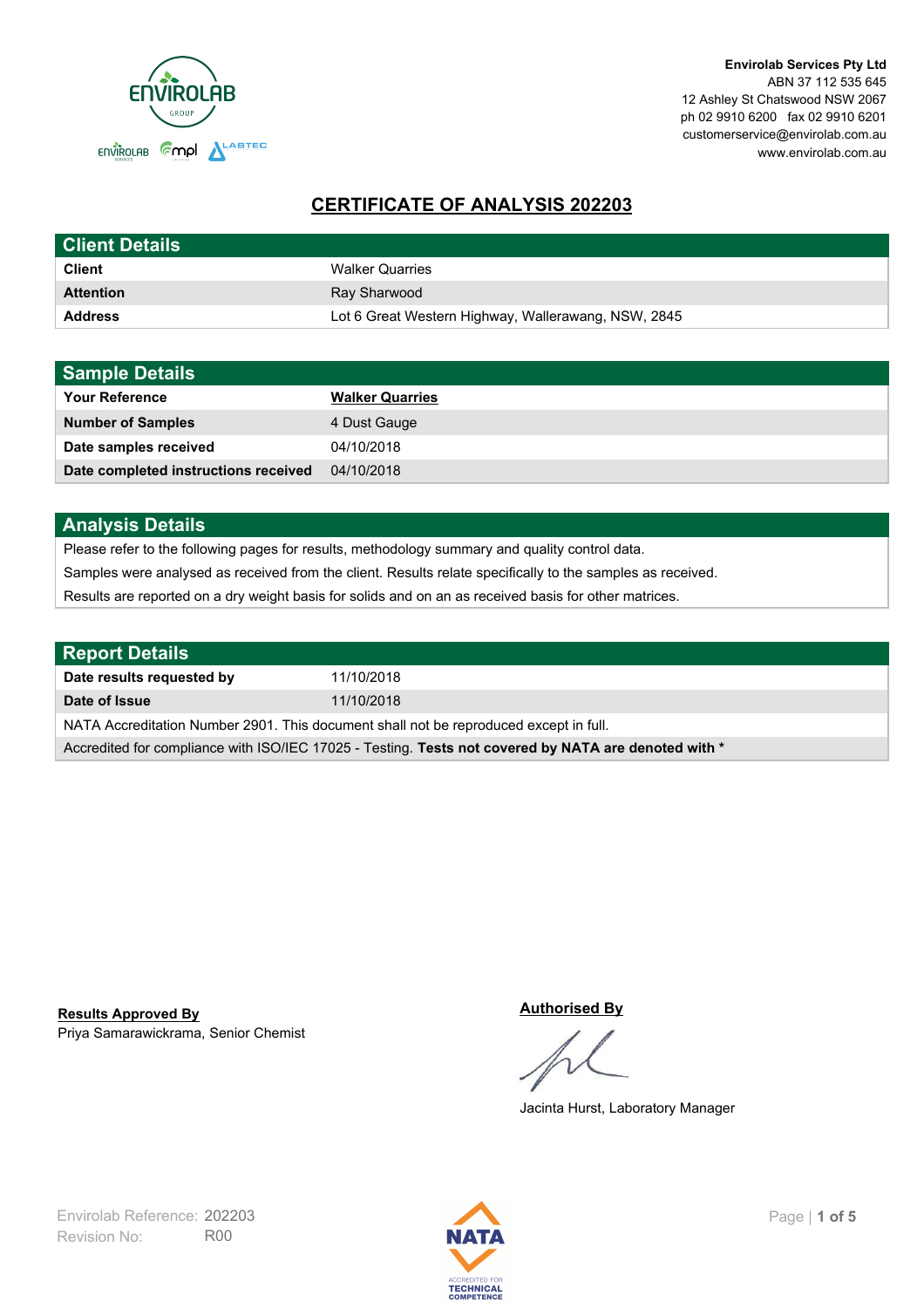Envirolab Services Pty Ltd
ABN 37 112 535 645
12 Ashley St Chatswood NSW 2067
ph 02 9910 6200 fax 02 9910 6201
customerservice@envirolab.com.au
www.envirolab.com.au

# CERTIFICATE OF ANALYSIS 202203

## Client Details

| | |
|---|---|
| **Client** | Walker Quarries |
| **Attention** | Ray Sharwood |
| **Address** | Lot 6 Great Western Highway, Wallerawang, NSW, 2845 |

## Sample Details

| | |
|---|---|
| **Your Reference** | **Walker Quarries** |
| **Number of Samples** | 4 Dust Gauge |
| **Date samples received** | 04/10/2018 |
| **Date completed instructions received** | 04/10/2018 |

## Analysis Details

Please refer to the following pages for results, methodology summary and quality control data.

Samples were analysed as received from the client. Results relate specifically to the samples as received.

Results are reported on a dry weight basis for solids and on an as received basis for other matrices.

## Report Details

| | |
|---|---|
| **Date results requested by** | 11/10/2018 |
| **Date of Issue** | 11/10/2018 |

NATA Accreditation Number 2901. This document shall not be reproduced except in full.

Accredited for compliance with ISO/IEC 17025 - Testing. **Tests not covered by NATA are denoted with ***

**Results Approved By**
Priya Samarawickrama, Senior Chemist

**Authorised By**
Jacinta Hurst, Laboratory Manager

Envirolab Reference: 202203
Revision No: R00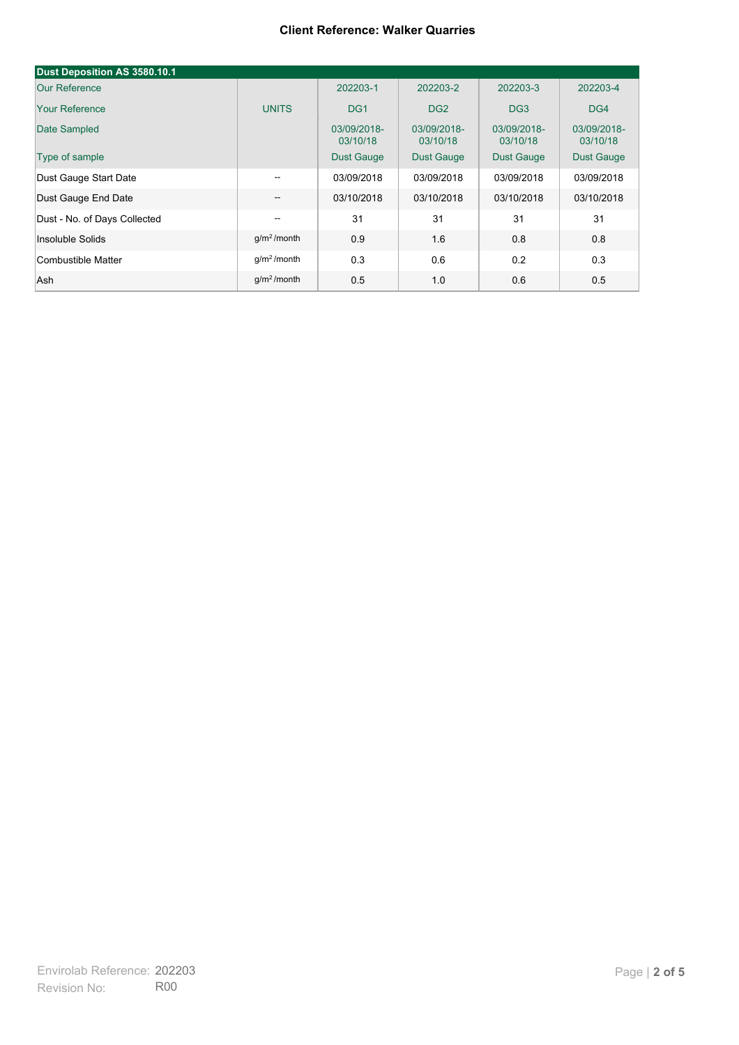**Client Reference: Walker Quarries**

| Dust Deposition AS 3580.10.1 | | | | | |
|---|---|---|---|---|---|
| Our Reference | | 202203-1 | 202203-2 | 202203-3 | 202203-4 |
| Your Reference | UNITS | DG1 | DG2 | DG3 | DG4 |
| Date Sampled | | 03/09/2018-03/10/18 | 03/09/2018-03/10/18 | 03/09/2018-03/10/18 | 03/09/2018-03/10/18 |
| Type of sample | | Dust Gauge | Dust Gauge | Dust Gauge | Dust Gauge |
| Dust Gauge Start Date | -- | 03/09/2018 | 03/09/2018 | 03/09/2018 | 03/09/2018 |
| Dust Gauge End Date | -- | 03/10/2018 | 03/10/2018 | 03/10/2018 | 03/10/2018 |
| Dust - No. of Days Collected | -- | 31 | 31 | 31 | 31 |
| Insoluble Solids | $g/m^2$/month | 0.9 | 1.6 | 0.8 | 0.8 |
| Combustible Matter | $g/m^2$/month | 0.3 | 0.6 | 0.2 | 0.3 |
| Ash | $g/m^2$/month | 0.5 | 1.0 | 0.6 | 0.5 |

Envirolab Reference: 202203
Revision No: R00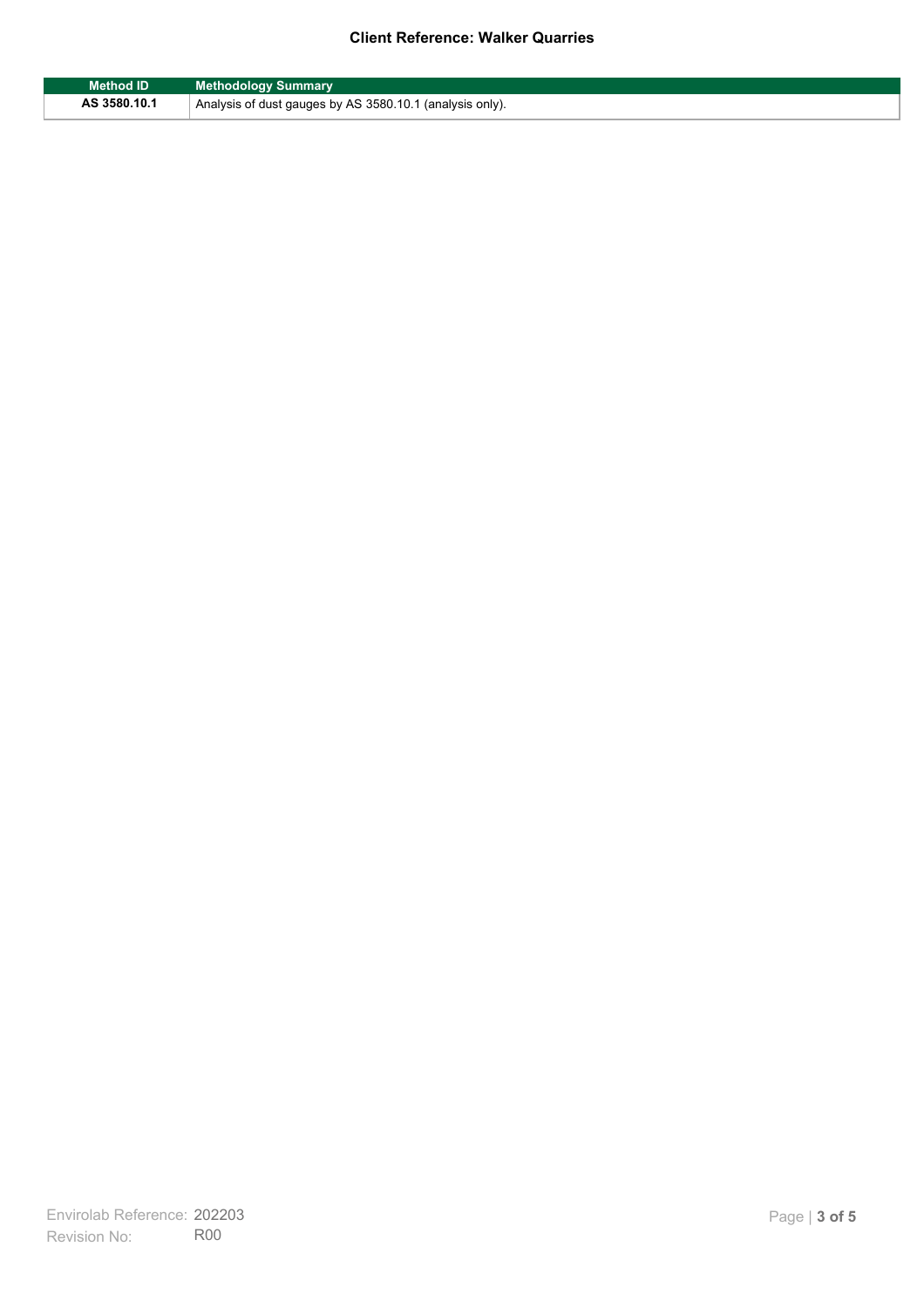**Client Reference: Walker Quarries**

| Method ID | Methodology Summary |
| --- | --- |
| **AS 3580.10.1** | Analysis of dust gauges by AS 3580.10.1 (analysis only). |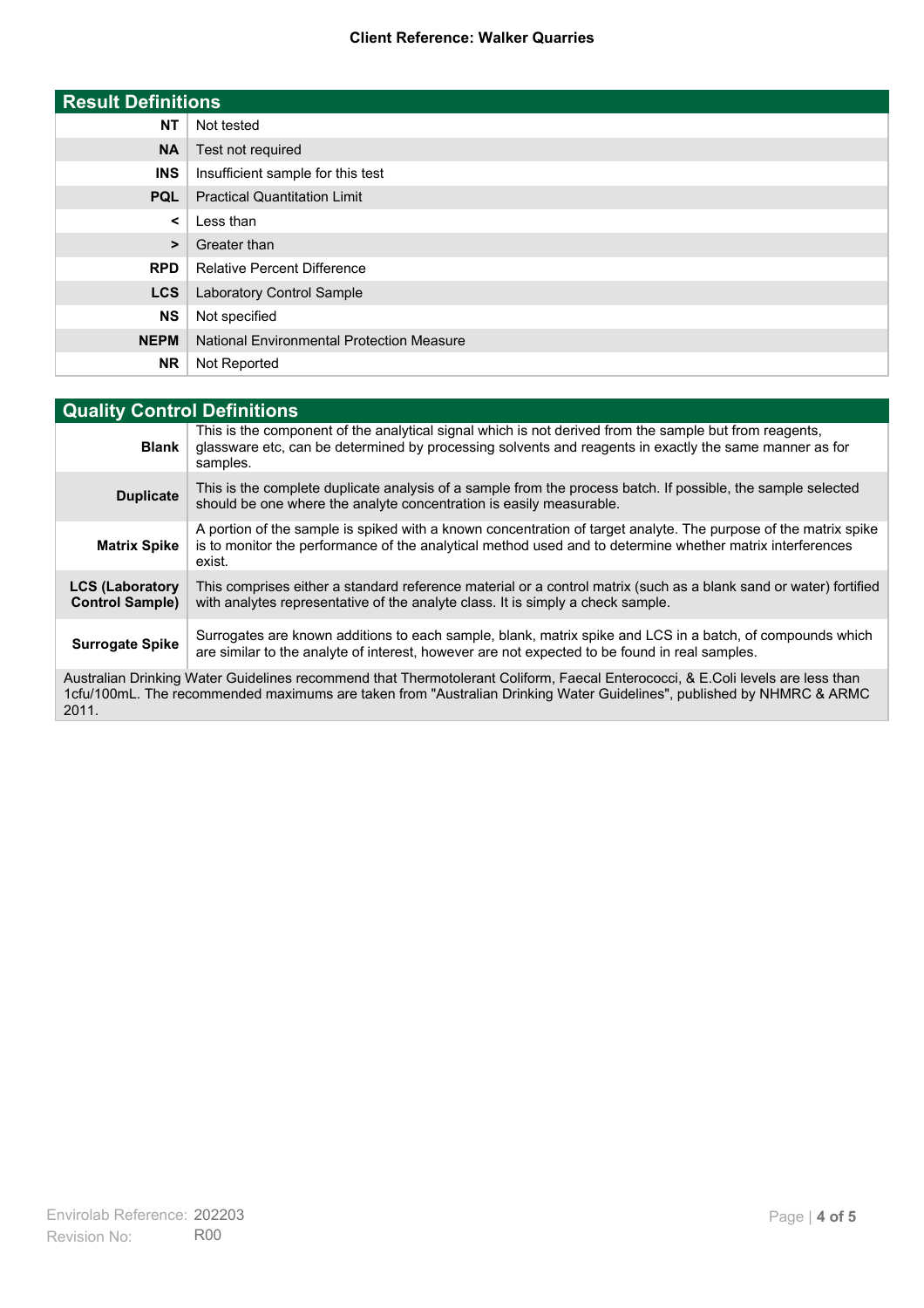## Result Definitions

| | |
|---|---|
| **NT** | Not tested |
| **NA** | Test not required |
| **INS** | Insufficient sample for this test |
| **PQL** | Practical Quantitation Limit |
| **<** | Less than |
| **>** | Greater than |
| **RPD** | Relative Percent Difference |
| **LCS** | Laboratory Control Sample |
| **NS** | Not specified |
| **NEPM** | National Environmental Protection Measure |
| **NR** | Not Reported |

## Quality Control Definitions

| | |
|---|---|
| **Blank** | This is the component of the analytical signal which is not derived from the sample but from reagents, glassware etc, can be determined by processing solvents and reagents in exactly the same manner as for samples. |
| **Duplicate** | This is the complete duplicate analysis of a sample from the process batch. If possible, the sample selected should be one where the analyte concentration is easily measurable. |
| **Matrix Spike** | A portion of the sample is spiked with a known concentration of target analyte. The purpose of the matrix spike is to monitor the performance of the analytical method used and to determine whether matrix interferences exist. |
| **LCS (Laboratory Control Sample)** | This comprises either a standard reference material or a control matrix (such as a blank sand or water) fortified with analytes representative of the analyte class. It is simply a check sample. |
| **Surrogate Spike** | Surrogates are known additions to each sample, blank, matrix spike and LCS in a batch, of compounds which are similar to the analyte of interest, however are not expected to be found in real samples. |

Australian Drinking Water Guidelines recommend that Thermotolerant Coliform, Faecal Enterococci, & E.Coli levels are less than 1cfu/100mL. The recommended maximums are taken from "Australian Drinking Water Guidelines", published by NHMRC & ARMC 2011.

Envirolab Reference: 202203
Revision No: R00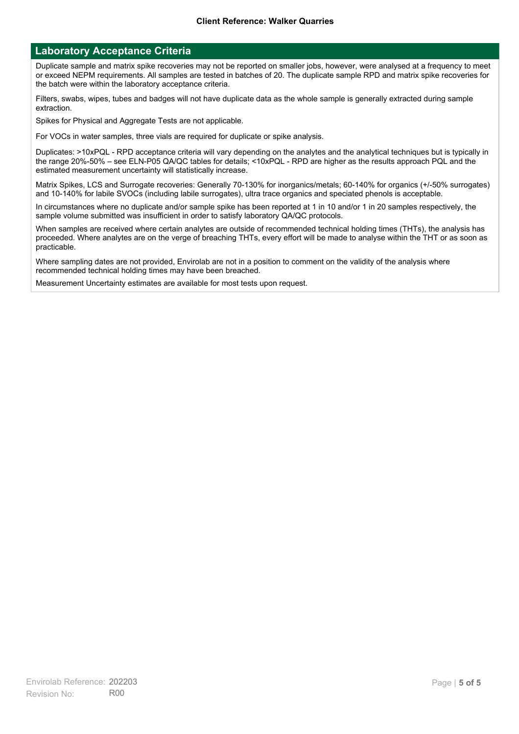## Laboratory Acceptance Criteria

Duplicate sample and matrix spike recoveries may not be reported on smaller jobs, however, were analysed at a frequency to meet or exceed NEPM requirements. All samples are tested in batches of 20. The duplicate sample RPD and matrix spike recoveries for the batch were within the laboratory acceptance criteria.

Filters, swabs, wipes, tubes and badges will not have duplicate data as the whole sample is generally extracted during sample extraction.

Spikes for Physical and Aggregate Tests are not applicable.

For VOCs in water samples, three vials are required for duplicate or spike analysis.

Duplicates: >10xPQL - RPD acceptance criteria will vary depending on the analytes and the analytical techniques but is typically in the range 20%-50% – see ELN-P05 QA/QC tables for details; <10xPQL - RPD are higher as the results approach PQL and the estimated measurement uncertainty will statistically increase.

Matrix Spikes, LCS and Surrogate recoveries: Generally 70-130% for inorganics/metals; 60-140% for organics (+/-50% surrogates) and 10-140% for labile SVOCs (including labile surrogates), ultra trace organics and speciated phenols is acceptable.

In circumstances where no duplicate and/or sample spike has been reported at 1 in 10 and/or 1 in 20 samples respectively, the sample volume submitted was insufficient in order to satisfy laboratory QA/QC protocols.

When samples are received where certain analytes are outside of recommended technical holding times (THTs), the analysis has proceeded. Where analytes are on the verge of breaching THTs, every effort will be made to analyse within the THT or as soon as practicable.

Where sampling dates are not provided, Envirolab are not in a position to comment on the validity of the analysis where recommended technical holding times may have been breached.

Measurement Uncertainty estimates are available for most tests upon request.